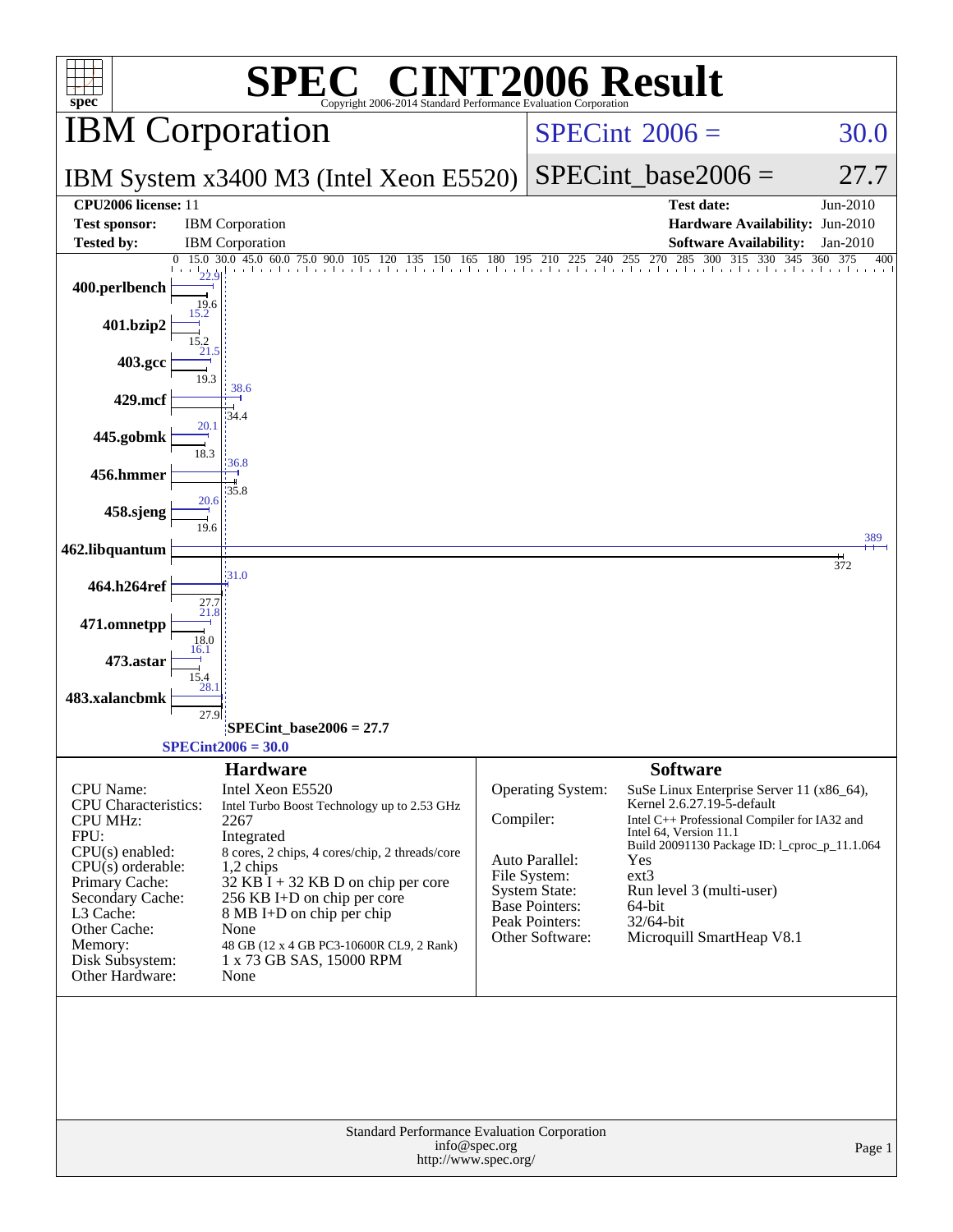# SPEC CINT2006 Result

Copyright 2006-2014 Standard Performance Evaluation Corporation

## IBM Corporation

**IBM System x3400 M3 (Intel Xeon E5520)**

SPECint 2006 = 30.0

SPECint_base2006 = 27.7

| | | | |
|---|---|---|---|
| **CPU2006 license:** 11 | | **Test date:** | Jun-2010 |
| **Test sponsor:** | IBM Corporation | **Hardware Availability:** | Jun-2010 |
| **Tested by:** | IBM Corporation | **Software Availability:** | Jan-2010 |

| Benchmark | Peak | Base |
|---|---|---|
| 400.perlbench | 22.9 | 19.6 |
| 401.bzip2 | 15.2 | 15.2 |
| 403.gcc | 21.5 | 19.3 |
| 429.mcf | 38.6 | 34.4 |
| 445.gobmk | 20.1 | 18.3 |
| 456.hmmer | 36.8 | 35.8 |
| 458.sjeng | 20.6 | 19.6 |
| 462.libquantum | 389 | 372 |
| 464.h264ref | 31.0 | 27.7 |
| 471.omnetpp | 21.8 | 18.0 |
| 473.astar | 16.1 | 15.4 |
| 483.xalancbmk | 28.1 | 27.9 |

SPECint_base2006 = 27.7

SPECint2006 = 30.0

### Hardware

| | |
|---|---|
| CPU Name: | Intel Xeon E5520 |
| CPU Characteristics: | Intel Turbo Boost Technology up to 2.53 GHz |
| CPU MHz: | 2267 |
| FPU: | Integrated |
| CPU(s) enabled: | 8 cores, 2 chips, 4 cores/chip, 2 threads/core |
| CPU(s) orderable: | 1,2 chips |
| Primary Cache: | 32 KB I + 32 KB D on chip per core |
| Secondary Cache: | 256 KB I+D on chip per core |
| L3 Cache: | 8 MB I+D on chip per chip |
| Other Cache: | None |
| Memory: | 48 GB (12 x 4 GB PC3-10600R CL9, 2 Rank) |
| Disk Subsystem: | 1 x 73 GB SAS, 15000 RPM |
| Other Hardware: | None |

### Software

| | |
|---|---|
| Operating System: | SuSe Linux Enterprise Server 11 (x86_64), Kernel 2.6.27.19-5-default |
| Compiler: | Intel C++ Professional Compiler for IA32 and Intel 64, Version 11.1 Build 20091130 Package ID: l_cproc_p_11.1.064 |
| Auto Parallel: | Yes |
| File System: | ext3 |
| System State: | Run level 3 (multi-user) |
| Base Pointers: | 64-bit |
| Peak Pointers: | 32/64-bit |
| Other Software: | Microquill SmartHeap V8.1 |

Standard Performance Evaluation Corporation
info@spec.org
http://www.spec.org/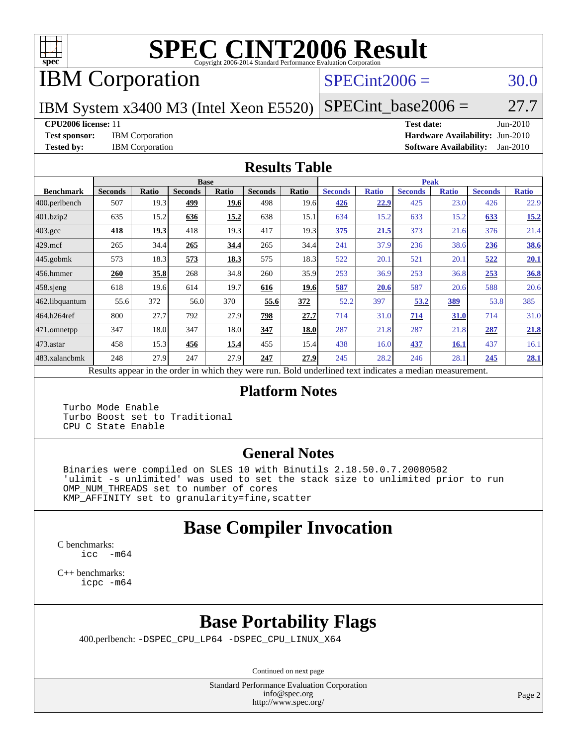# SPEC CINT2006 Result

Copyright 2006-2014 Standard Performance Evaluation Corporation

## IBM Corporation

IBM System x3400 M3 (Intel Xeon E5520)

SPECint2006 = 30.0

SPECint_base2006 = 27.7

**CPU2006 license:** 11

**Test sponsor:** IBM Corporation

**Tested by:** IBM Corporation

**Test date:** Jun-2010

**Hardware Availability:** Jun-2010

**Software Availability:** Jan-2010

## Results Table

| Benchmark | Base | | | | | | Peak | | | | | |
|---|---|---|---|---|---|---|---|---|---|---|---|---|
| | Seconds | Ratio | Seconds | Ratio | Seconds | Ratio | Seconds | Ratio | Seconds | Ratio | Seconds | Ratio |
| 400.perlbench | 507 | 19.3 | **499** | **19.6** | 498 | 19.6 | **426** | **22.9** | 425 | 23.0 | 426 | 22.9 |
| 401.bzip2 | 635 | 15.2 | **636** | **15.2** | 638 | 15.1 | 634 | 15.2 | 633 | 15.2 | **633** | **15.2** |
| 403.gcc | **418** | **19.3** | 418 | 19.3 | 417 | 19.3 | **375** | **21.5** | 373 | 21.6 | 376 | 21.4 |
| 429.mcf | 265 | 34.4 | **265** | **34.4** | 265 | 34.4 | 241 | 37.9 | 236 | 38.6 | **236** | **38.6** |
| 445.gobmk | 573 | 18.3 | **573** | **18.3** | 575 | 18.3 | 522 | 20.1 | 521 | 20.1 | **522** | **20.1** |
| 456.hmmer | **260** | **35.8** | 268 | 34.8 | 260 | 35.9 | 253 | 36.9 | 253 | 36.8 | **253** | **36.8** |
| 458.sjeng | 618 | 19.6 | 614 | 19.7 | **616** | **19.6** | **587** | **20.6** | 587 | 20.6 | 588 | 20.6 |
| 462.libquantum | 55.6 | 372 | 56.0 | 370 | **55.6** | **372** | 52.2 | 397 | **53.2** | **389** | 53.8 | 385 |
| 464.h264ref | 800 | 27.7 | 792 | 27.9 | **798** | **27.7** | 714 | 31.0 | **714** | **31.0** | 714 | 31.0 |
| 471.omnetpp | 347 | 18.0 | 347 | 18.0 | **347** | **18.0** | 287 | 21.8 | 287 | 21.8 | **287** | **21.8** |
| 473.astar | 458 | 15.3 | **456** | **15.4** | 455 | 15.4 | 438 | 16.0 | **437** | **16.1** | 437 | 16.1 |
| 483.xalancbmk | 248 | 27.9 | 247 | 27.9 | **247** | **27.9** | 245 | 28.2 | 246 | 28.1 | **245** | **28.1** |

Results appear in the order in which they were run. Bold underlined text indicates a median measurement.

## Platform Notes

```
Turbo Mode Enable
Turbo Boost set to Traditional
CPU C State Enable
```

## General Notes

```
Binaries were compiled on SLES 10 with Binutils 2.18.50.0.7.20080502
'ulimit -s unlimited' was used to set the stack size to unlimited prior to run
OMP_NUM_THREADS set to number of cores
KMP_AFFINITY set to granularity=fine,scatter
```

## Base Compiler Invocation

C benchmarks:
```
icc  -m64
```

C++ benchmarks:
```
icpc -m64
```

## Base Portability Flags

400.perlbench: `-DSPEC_CPU_LP64 -DSPEC_CPU_LINUX_X64`

Continued on next page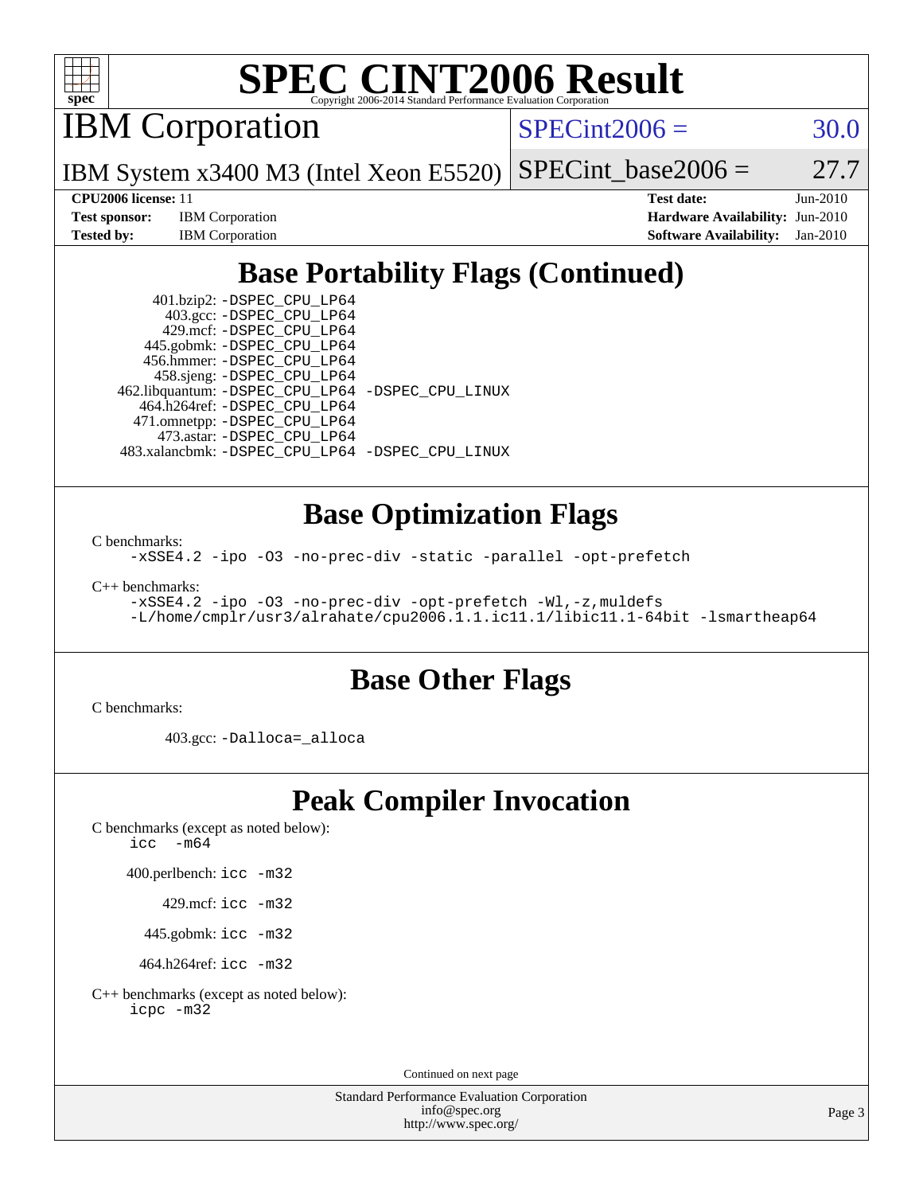# SPEC CINT2006 Result

Copyright 2006-2014 Standard Performance Evaluation Corporation

## IBM Corporation

IBM System x3400 M3 (Intel Xeon E5520)

SPECint2006 = 30.0

SPECint_base2006 = 27.7

| | | | |
|---|---|---|---|
| **CPU2006 license:** 11 | | **Test date:** | Jun-2010 |
| **Test sponsor:** | IBM Corporation | **Hardware Availability:** | Jun-2010 |
| **Tested by:** | IBM Corporation | **Software Availability:** | Jan-2010 |

## Base Portability Flags (Continued)

401.bzip2: -DSPEC_CPU_LP64
403.gcc: -DSPEC_CPU_LP64
429.mcf: -DSPEC_CPU_LP64
445.gobmk: -DSPEC_CPU_LP64
456.hmmer: -DSPEC_CPU_LP64
458.sjeng: -DSPEC_CPU_LP64
462.libquantum: -DSPEC_CPU_LP64 -DSPEC_CPU_LINUX
464.h264ref: -DSPEC_CPU_LP64
471.omnetpp: -DSPEC_CPU_LP64
473.astar: -DSPEC_CPU_LP64
483.xalancbmk: -DSPEC_CPU_LP64 -DSPEC_CPU_LINUX

## Base Optimization Flags

C benchmarks:

-xSSE4.2 -ipo -O3 -no-prec-div -static -parallel -opt-prefetch

C++ benchmarks:

-xSSE4.2 -ipo -O3 -no-prec-div -opt-prefetch -Wl,-z,muldefs
-L/home/cmplr/usr3/alrahate/cpu2006.1.1.ic11.1/libic11.1-64bit -lsmartheap64

## Base Other Flags

C benchmarks:

403.gcc: -Dalloca=_alloca

## Peak Compiler Invocation

C benchmarks (except as noted below):
icc -m64

400.perlbench: icc -m32

429.mcf: icc -m32

445.gobmk: icc -m32

464.h264ref: icc -m32

C++ benchmarks (except as noted below):
icpc -m32

Continued on next page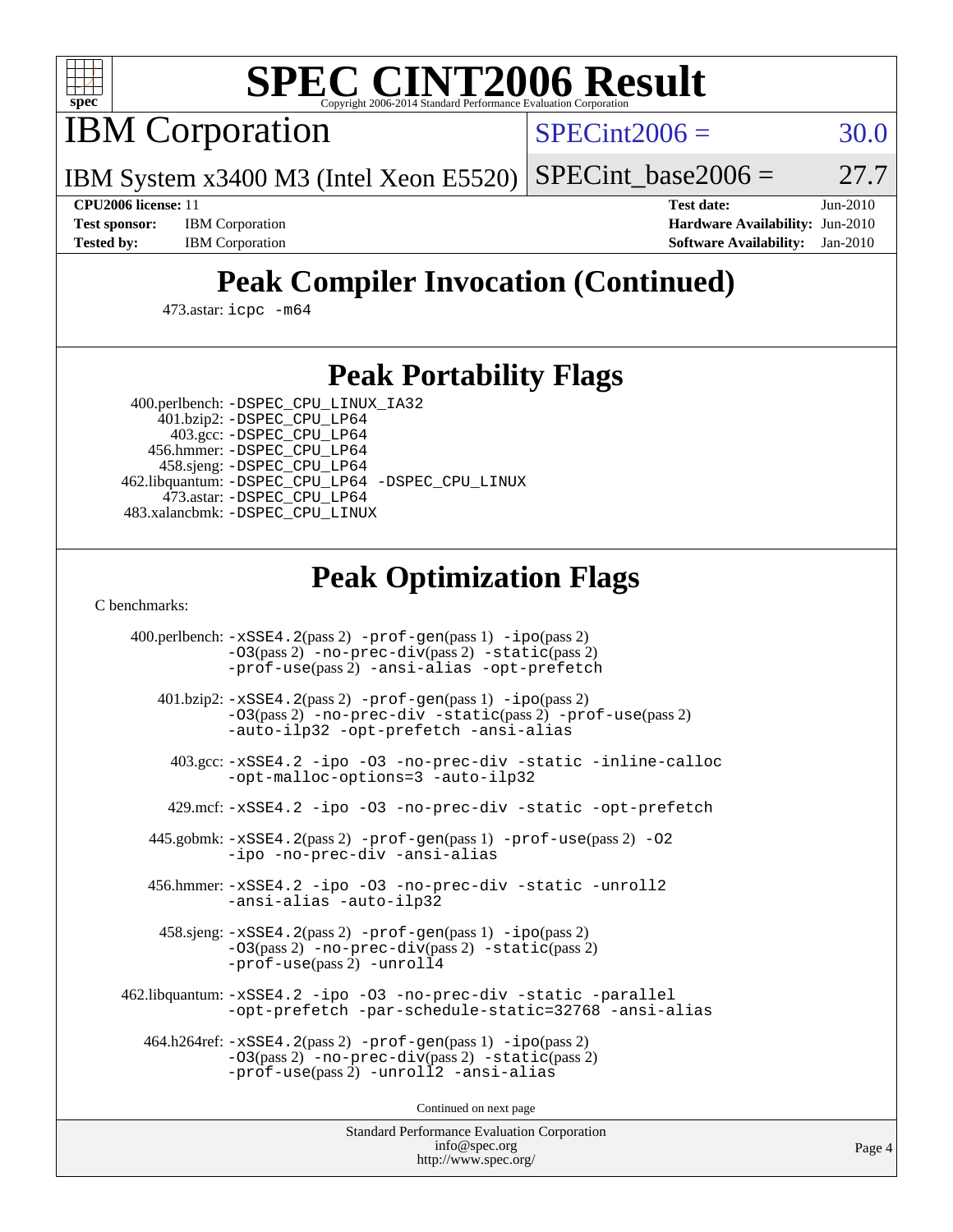# SPEC CINT2006 Result

Copyright 2006-2014 Standard Performance Evaluation Corporation

## IBM Corporation

IBM System x3400 M3 (Intel Xeon E5520)

SPECint2006 = 30.0

SPECint_base2006 = 27.7

**CPU2006 license:** 11
**Test sponsor:** IBM Corporation
**Tested by:** IBM Corporation

**Test date:** Jun-2010
**Hardware Availability:** Jun-2010
**Software Availability:** Jan-2010

## Peak Compiler Invocation (Continued)

473.astar: `icpc -m64`

## Peak Portability Flags

400.perlbench: `-DSPEC_CPU_LINUX_IA32`
401.bzip2: `-DSPEC_CPU_LP64`
403.gcc: `-DSPEC_CPU_LP64`
456.hmmer: `-DSPEC_CPU_LP64`
458.sjeng: `-DSPEC_CPU_LP64`
462.libquantum: `-DSPEC_CPU_LP64 -DSPEC_CPU_LINUX`
473.astar: `-DSPEC_CPU_LP64`
483.xalancbmk: `-DSPEC_CPU_LINUX`

## Peak Optimization Flags

C benchmarks:

400.perlbench: `-xSSE4.2`(pass 2) `-prof-gen`(pass 1) `-ipo`(pass 2) `-O3`(pass 2) `-no-prec-div`(pass 2) `-static`(pass 2) `-prof-use`(pass 2) `-ansi-alias -opt-prefetch`

401.bzip2: `-xSSE4.2`(pass 2) `-prof-gen`(pass 1) `-ipo`(pass 2) `-O3`(pass 2) `-no-prec-div -static`(pass 2) `-prof-use`(pass 2) `-auto-ilp32 -opt-prefetch -ansi-alias`

403.gcc: `-xSSE4.2 -ipo -O3 -no-prec-div -static -inline-calloc -opt-malloc-options=3 -auto-ilp32`

429.mcf: `-xSSE4.2 -ipo -O3 -no-prec-div -static -opt-prefetch`

445.gobmk: `-xSSE4.2`(pass 2) `-prof-gen`(pass 1) `-prof-use`(pass 2) `-O2 -ipo -no-prec-div -ansi-alias`

456.hmmer: `-xSSE4.2 -ipo -O3 -no-prec-div -static -unroll2 -ansi-alias -auto-ilp32`

458.sjeng: `-xSSE4.2`(pass 2) `-prof-gen`(pass 1) `-ipo`(pass 2) `-O3`(pass 2) `-no-prec-div`(pass 2) `-static`(pass 2) `-prof-use`(pass 2) `-unroll4`

462.libquantum: `-xSSE4.2 -ipo -O3 -no-prec-div -static -parallel -opt-prefetch -par-schedule-static=32768 -ansi-alias`

464.h264ref: `-xSSE4.2`(pass 2) `-prof-gen`(pass 1) `-ipo`(pass 2) `-O3`(pass 2) `-no-prec-div`(pass 2) `-static`(pass 2) `-prof-use`(pass 2) `-unroll2 -ansi-alias`

Continued on next page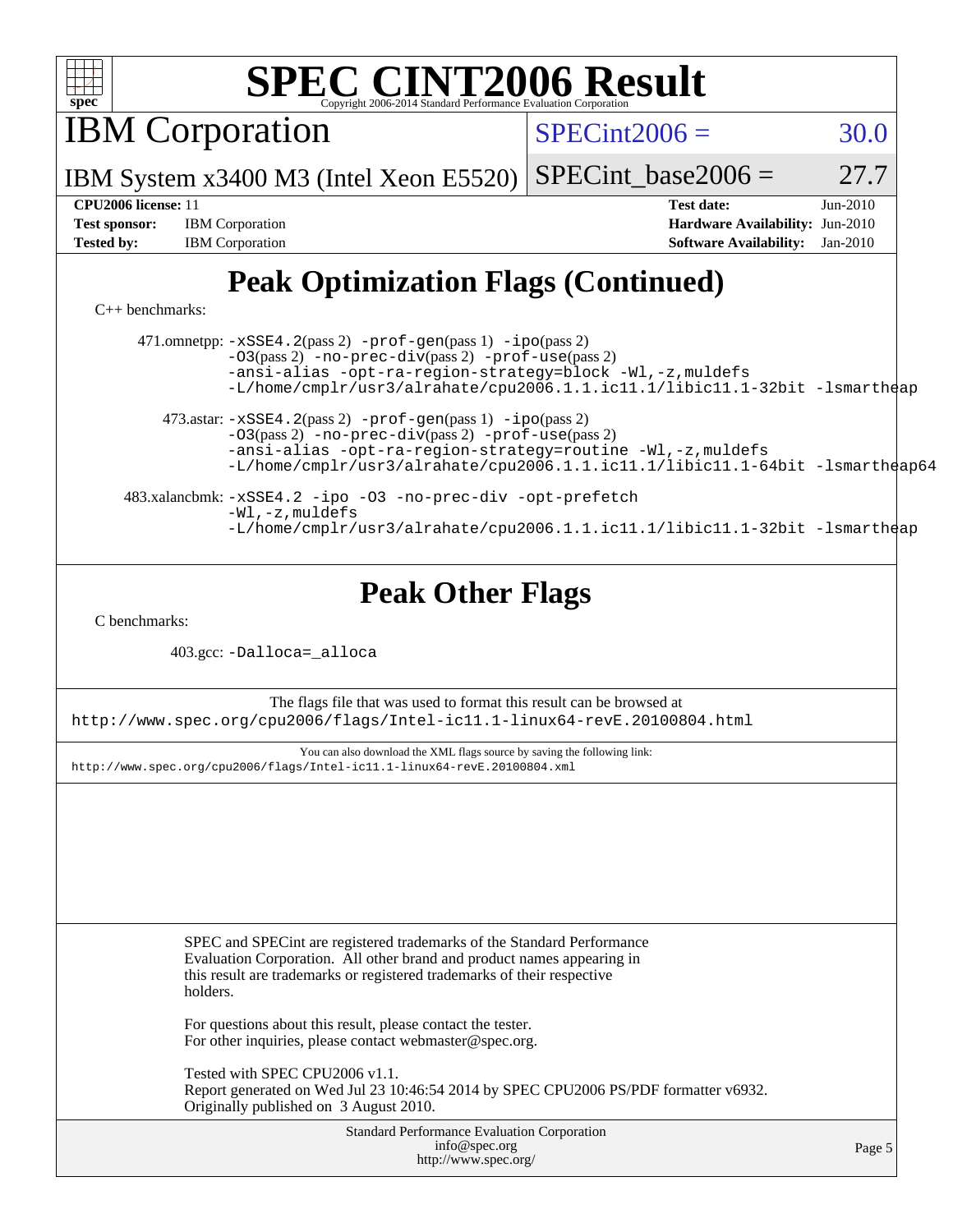# SPEC CINT2006 Result

IBM Corporation

IBM System x3400 M3 (Intel Xeon E5520)

SPECint2006 = 30.0

SPECint_base2006 = 27.7

| | | | |
|---|---|---|---|
| **CPU2006 license:** 11 | | **Test date:** | Jun-2010 |
| **Test sponsor:** | IBM Corporation | **Hardware Availability:** | Jun-2010 |
| **Tested by:** | IBM Corporation | **Software Availability:** | Jan-2010 |

## Peak Optimization Flags (Continued)

C++ benchmarks:

471.omnetpp: -xSSE4.2(pass 2) -prof-gen(pass 1) -ipo(pass 2) -O3(pass 2) -no-prec-div(pass 2) -prof-use(pass 2) -ansi-alias -opt-ra-region-strategy=block -Wl,-z,muldefs -L/home/cmplr/usr3/alrahate/cpu2006.1.1.ic11.1/libic11.1-32bit -lsmartheap

473.astar: -xSSE4.2(pass 2) -prof-gen(pass 1) -ipo(pass 2) -O3(pass 2) -no-prec-div(pass 2) -prof-use(pass 2) -ansi-alias -opt-ra-region-strategy=routine -Wl,-z,muldefs -L/home/cmplr/usr3/alrahate/cpu2006.1.1.ic11.1/libic11.1-64bit -lsmartheap64

483.xalancbmk: -xSSE4.2 -ipo -O3 -no-prec-div -opt-prefetch -Wl,-z,muldefs -L/home/cmplr/usr3/alrahate/cpu2006.1.1.ic11.1/libic11.1-32bit -lsmartheap

## Peak Other Flags

C benchmarks:

403.gcc: -Dalloca=_alloca

The flags file that was used to format this result can be browsed at
http://www.spec.org/cpu2006/flags/Intel-ic11.1-linux64-revE.20100804.html

You can also download the XML flags source by saving the following link:
http://www.spec.org/cpu2006/flags/Intel-ic11.1-linux64-revE.20100804.xml

SPEC and SPECint are registered trademarks of the Standard Performance Evaluation Corporation. All other brand and product names appearing in this result are trademarks or registered trademarks of their respective holders.

For questions about this result, please contact the tester.
For other inquiries, please contact webmaster@spec.org.

Tested with SPEC CPU2006 v1.1.
Report generated on Wed Jul 23 10:46:54 2014 by SPEC CPU2006 PS/PDF formatter v6932.
Originally published on 3 August 2010.